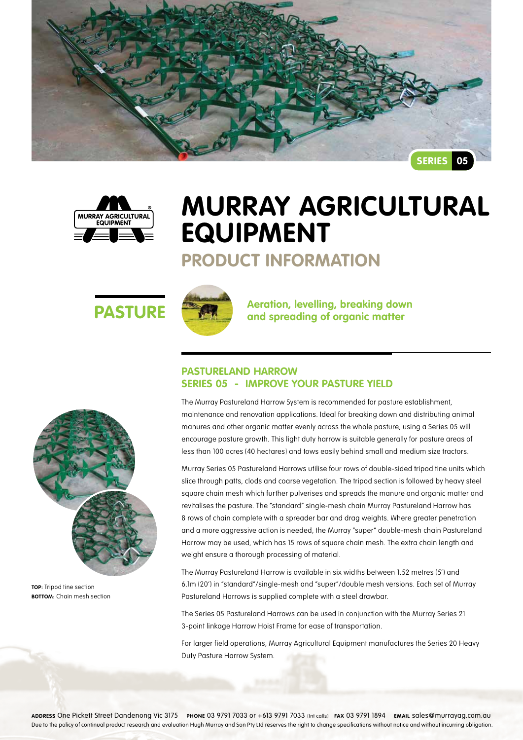SERIES 05

# MURRAY AGRICULTURAL EQUIPMENT

## PRODUCT INFORMATION

## PASTURE

**Aeration, levelling, breaking down and spreading of organic matter**

### PASTURELAND HARROW
### SERIES 05 - IMPROVE YOUR PASTURE YIELD

The Murray Pastureland Harrow System is recommended for pasture establishment, maintenance and renovation applications. Ideal for breaking down and distributing animal manures and other organic matter evenly across the whole pasture, using a Series 05 will encourage pasture growth. This light duty harrow is suitable generally for pasture areas of less than 100 acres (40 hectares) and tows easily behind small and medium size tractors.

Murray Series 05 Pastureland Harrows utilise four rows of double-sided tripod tine units which slice through patts, clods and coarse vegetation. The tripod section is followed by heavy steel square chain mesh which further pulverises and spreads the manure and organic matter and revitalises the pasture. The "standard" single-mesh chain Murray Pastureland Harrow has 8 rows of chain complete with a spreader bar and drag weights. Where greater penetration and a more aggressive action is needed, the Murray "super" double-mesh chain Pastureland Harrow may be used, which has 15 rows of square chain mesh. The extra chain length and weight ensure a thorough processing of material.

The Murray Pastureland Harrow is available in six widths between 1.52 metres (5') and 6.1m (20') in "standard"/single-mesh and "super"/double mesh versions. Each set of Murray Pastureland Harrows is supplied complete with a steel drawbar.

The Series 05 Pastureland Harrows can be used in conjunction with the Murray Series 21 3-point linkage Harrow Hoist Frame for ease of transportation.

For larger field operations, Murray Agricultural Equipment manufactures the Series 20 Heavy Duty Pasture Harrow System.

**TOP:** Tripod tine section
**BOTTOM:** Chain mesh section

**ADDRESS** One Pickett Street Dandenong Vic 3175 **PHONE** 03 9791 7033 or +613 9791 7033 (Int calls) **FAX** 03 9791 1894 **EMAIL** sales@murrayag.com.au

Due to the policy of continual product research and evaluation Hugh Murray and Son Pty Ltd reserves the right to change specifications without notice and without incurring obligation.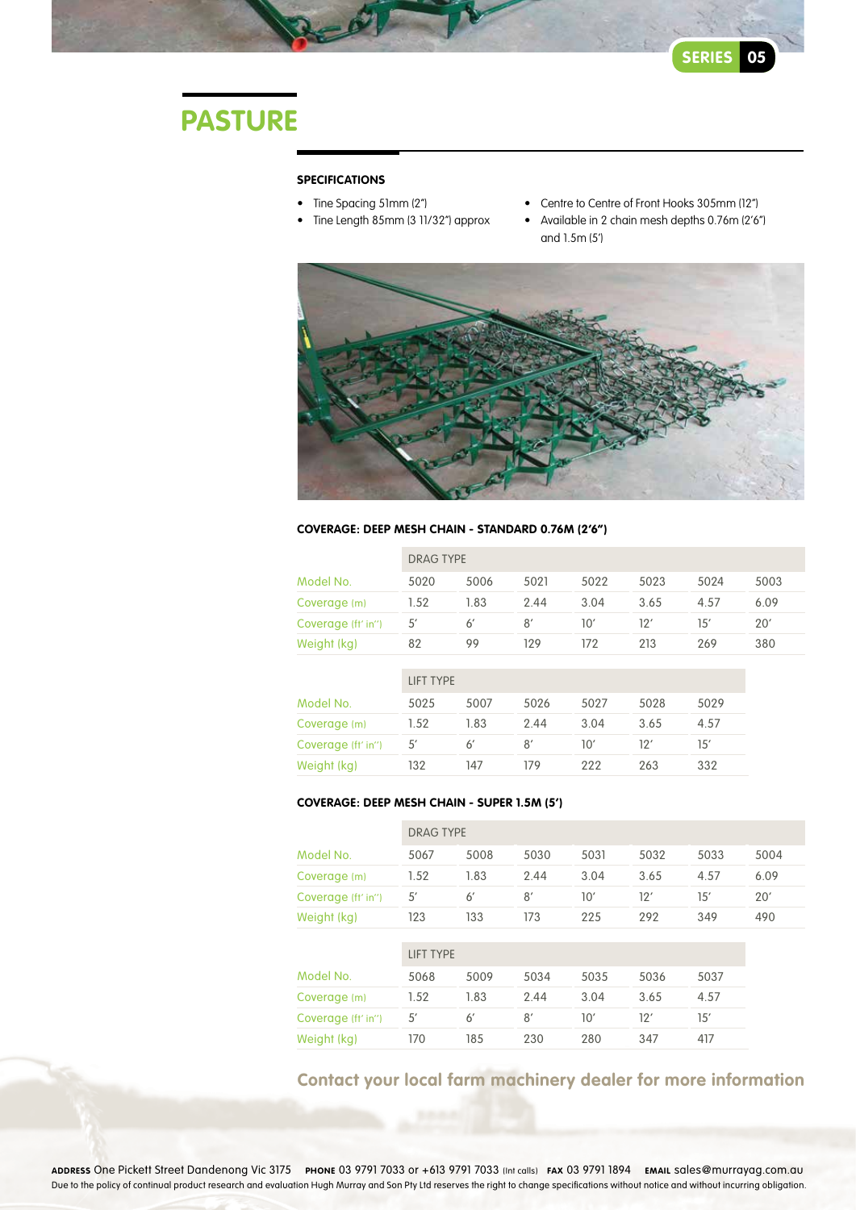SERIES 05

# PASTURE

### SPECIFICATIONS

- Tine Spacing 51mm (2")
- Tine Length 85mm (3 11/32") approx
- Centre to Centre of Front Hooks 305mm (12")
- Available in 2 chain mesh depths 0.76m (2'6") and 1.5m (5')

### COVERAGE: DEEP MESH CHAIN - STANDARD 0.76M (2'6")

| | DRAG TYPE | | | | | | |
|---|---|---|---|---|---|---|---|
| Model No. | 5020 | 5006 | 5021 | 5022 | 5023 | 5024 | 5003 |
| Coverage (m) | 1.52 | 1.83 | 2.44 | 3.04 | 3.65 | 4.57 | 6.09 |
| Coverage (ft' in") | 5' | 6' | 8' | 10' | 12' | 15' | 20' |
| Weight (kg) | 82 | 99 | 129 | 172 | 213 | 269 | 380 |

| | LIFT TYPE | | | | | |
|---|---|---|---|---|---|---|
| Model No. | 5025 | 5007 | 5026 | 5027 | 5028 | 5029 |
| Coverage (m) | 1.52 | 1.83 | 2.44 | 3.04 | 3.65 | 4.57 |
| Coverage (ft' in") | 5' | 6' | 8' | 10' | 12' | 15' |
| Weight (kg) | 132 | 147 | 179 | 222 | 263 | 332 |

### COVERAGE: DEEP MESH CHAIN - SUPER 1.5M (5')

| | DRAG TYPE | | | | | | |
|---|---|---|---|---|---|---|---|
| Model No. | 5067 | 5008 | 5030 | 5031 | 5032 | 5033 | 5004 |
| Coverage (m) | 1.52 | 1.83 | 2.44 | 3.04 | 3.65 | 4.57 | 6.09 |
| Coverage (ft' in") | 5' | 6' | 8' | 10' | 12' | 15' | 20' |
| Weight (kg) | 123 | 133 | 173 | 225 | 292 | 349 | 490 |

| | LIFT TYPE | | | | | |
|---|---|---|---|---|---|---|
| Model No. | 5068 | 5009 | 5034 | 5035 | 5036 | 5037 |
| Coverage (m) | 1.52 | 1.83 | 2.44 | 3.04 | 3.65 | 4.57 |
| Coverage (ft' in") | 5' | 6' | 8' | 10' | 12' | 15' |
| Weight (kg) | 170 | 185 | 230 | 280 | 347 | 417 |

**Contact your local farm machinery dealer for more information**

**ADDRESS** One Pickett Street Dandenong Vic 3175 **PHONE** 03 9791 7033 or +613 9791 7033 (Int calls) **FAX** 03 9791 1894 **EMAIL** sales@murrayag.com.au

Due to the policy of continual product research and evaluation Hugh Murray and Son Pty Ltd reserves the right to change specifications without notice and without incurring obligation.